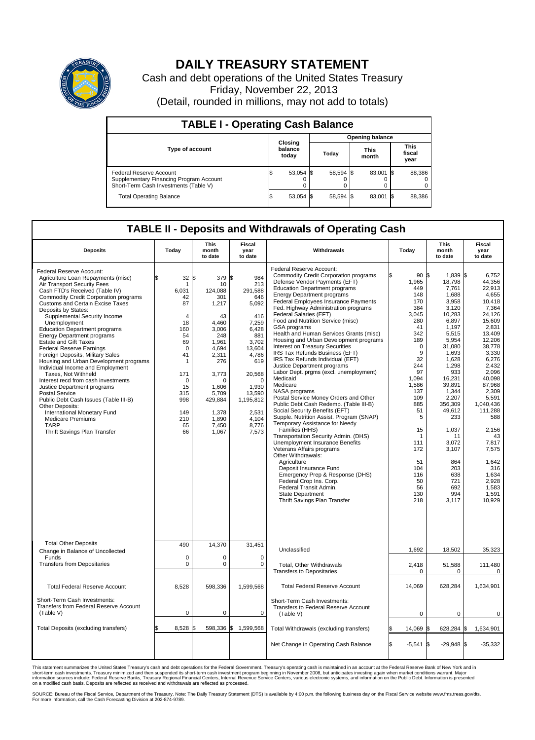# DAILY TREASURY STATEMENT

Cash and debt operations of the United States Treasury

Friday, November 22, 2013

(Detail, rounded in millions, may not add to totals)

## TABLE I - Operating Cash Balance

| Type of account | Closing balance today | Opening balance Today | Opening balance This month | Opening balance This fiscal year |
|---|---|---|---|---|
| Federal Reserve Account | $ 53,054 | $ 58,594 | $ 83,001 | $ 88,386 |
| Supplementary Financing Program Account | 0 | 0 | 0 | 0 |
| Short-Term Cash Investments (Table V) | 0 | 0 | 0 | 0 |
| Total Operating Balance | $ 53,054 | $ 58,594 | $ 83,001 | $ 88,386 |

## TABLE II - Deposits and Withdrawals of Operating Cash

| Deposits | Today | This month to date | Fiscal year to date | Withdrawals | Today | This month to date | Fiscal year to date |
|---|---|---|---|---|---|---|---|
| Federal Reserve Account: | | | | Federal Reserve Account: | | | |
| Agriculture Loan Repayments (misc) | $ 32 | $ 379 | $ 984 | Commodity Credit Corporation programs | $ 90 | $ 1,839 | $ 6,752 |
| Air Transport Security Fees | 1 | 10 | 213 | Defense Vendor Payments (EFT) | 1,965 | 18,798 | 44,356 |
| Cash FTD's Received (Table IV) | 6,031 | 124,088 | 291,588 | Education Department programs | 449 | 7,761 | 22,913 |
| Commodity Credit Corporation programs | 42 | 301 | 646 | Energy Department programs | 148 | 1,688 | 4,655 |
| Customs and Certain Excise Taxes | 87 | 1,217 | 5,092 | Federal Employees Insurance Payments | 170 | 3,958 | 10,418 |
| Deposits by States: | | | | Fed. Highway Administration programs | 384 | 3,120 | 7,364 |
| Supplemental Security Income | 4 | 43 | 416 | Federal Salaries (EFT) | 3,045 | 10,283 | 24,126 |
| Unemployment | 18 | 4,460 | 7,259 | Food and Nutrition Service (misc) | 280 | 6,897 | 15,609 |
| Education Department programs | 160 | 3,006 | 6,428 | GSA programs | 41 | 1,197 | 2,831 |
| Energy Department programs | 54 | 248 | 881 | Health and Human Services Grants (misc) | 342 | 5,515 | 13,409 |
| Estate and Gift Taxes | 69 | 1,961 | 3,702 | Housing and Urban Development programs | 189 | 5,954 | 12,206 |
| Federal Reserve Earnings | 0 | 4,694 | 13,604 | Interest on Treasury Securities | 0 | 31,080 | 38,778 |
| Foreign Deposits, Military Sales | 41 | 2,311 | 4,786 | IRS Tax Refunds Business (EFT) | 9 | 1,693 | 3,330 |
| Housing and Urban Development programs | 1 | 276 | 619 | IRS Tax Refunds Individual (EFT) | 32 | 1,628 | 6,276 |
| Individual Income and Employment Taxes, Not Withheld | 171 | 3,773 | 20,568 | Justice Department programs | 244 | 1,298 | 2,432 |
| Interest recd from cash investments | 0 | 0 | 0 | Labor Dept. prgms (excl. unemployment) | 97 | 933 | 2,096 |
| Justice Department programs | 15 | 1,606 | 1,930 | Medicaid | 1,094 | 16,231 | 40,098 |
| Postal Service | 315 | 5,709 | 13,590 | Medicare | 1,586 | 39,891 | 87,968 |
| Public Debt Cash Issues (Table III-B) | 998 | 429,884 | 1,195,812 | NASA programs | 137 | 1,344 | 2,309 |
| Other Deposits: | | | | Postal Service Money Orders and Other | 109 | 2,207 | 5,591 |
| International Monetary Fund | 149 | 1,378 | 2,531 | Public Debt Cash Redemp. (Table III-B) | 885 | 356,309 | 1,040,436 |
| Medicare Premiums | 210 | 1,890 | 4,104 | Social Security Benefits (EFT) | 51 | 49,612 | 111,288 |
| TARP | 65 | 7,450 | 8,776 | Supple. Nutrition Assist. Program (SNAP) | 5 | 233 | 588 |
| Thrift Savings Plan Transfer | 66 | 1,067 | 7,573 | Temporary Assistance for Needy Families (HHS) | 15 | 1,037 | 2,156 |
| | | | | Transportation Security Admin. (DHS) | 1 | 11 | 43 |
| | | | | Unemployment Insurance Benefits | 111 | 3,072 | 7,817 |
| | | | | Veterans Affairs programs | 172 | 3,107 | 7,575 |
| | | | | Other Withdrawals: | | | |
| | | | | Agriculture | 51 | 864 | 1,642 |
| | | | | Deposit Insurance Fund | 104 | 203 | 316 |
| | | | | Emergency Prep & Response (DHS) | 116 | 638 | 1,634 |
| | | | | Federal Crop Ins. Corp. | 50 | 721 | 2,928 |
| | | | | Federal Transit Admin. | 56 | 692 | 1,583 |
| | | | | State Department | 130 | 994 | 1,591 |
| | | | | Thrift Savings Plan Transfer | 218 | 3,117 | 10,929 |
| Total Other Deposits | 490 | 14,370 | 31,451 | Unclassified | 1,692 | 18,502 | 35,323 |
| Change in Balance of Uncollected Funds | 0 | 0 | 0 | | | | |
| Transfers from Depositaries | 0 | 0 | 0 | Total, Other Withdrawals | 2,418 | 51,588 | 111,480 |
| | | | | Transfers to Depositaries | 0 | 0 | 0 |
| Total Federal Reserve Account | 8,528 | 598,336 | 1,599,568 | Total Federal Reserve Account | 14,069 | 628,284 | 1,634,901 |
| Short-Term Cash Investments: Transfers from Federal Reserve Account (Table V) | 0 | 0 | 0 | Short-Term Cash Investments: Transfers to Federal Reserve Account (Table V) | 0 | 0 | 0 |
| Total Deposits (excluding transfers) | $ 8,528 | $ 598,336 | $ 1,599,568 | Total Withdrawals (excluding transfers) | $ 14,069 | $ 628,284 | $ 1,634,901 |
| | | | | Net Change in Operating Cash Balance | $ -5,541 | $ -29,948 | $ -35,332 |

This statement summarizes the United States Treasury's cash and debt operations for the Federal Government. Treasury's operating cash is maintained in an account at the Federal Reserve Bank of New York and in short-term cash investments. Treasury minimized and then suspended its short-term cash investment program beginning in November 2008, but anticipates investing again when market conditions warrant. Major information sources include: Federal Reserve Banks, Treasury Regional Financial Centers, Internal Revenue Service Centers, various electronic systems, and information on the Public Debt. Information is presented on a modified cash basis. Deposits are reflected as received and withdrawals are reflected as processed.

SOURCE: Bureau of the Fiscal Service, Department of the Treasury. Note: The Daily Treasury Statement (DTS) is available by 4:00 p.m. the following business day on the Fiscal Service website www.fms.treas.gov/dts. For more information, call the Cash Forecasting Division at 202-874-9789.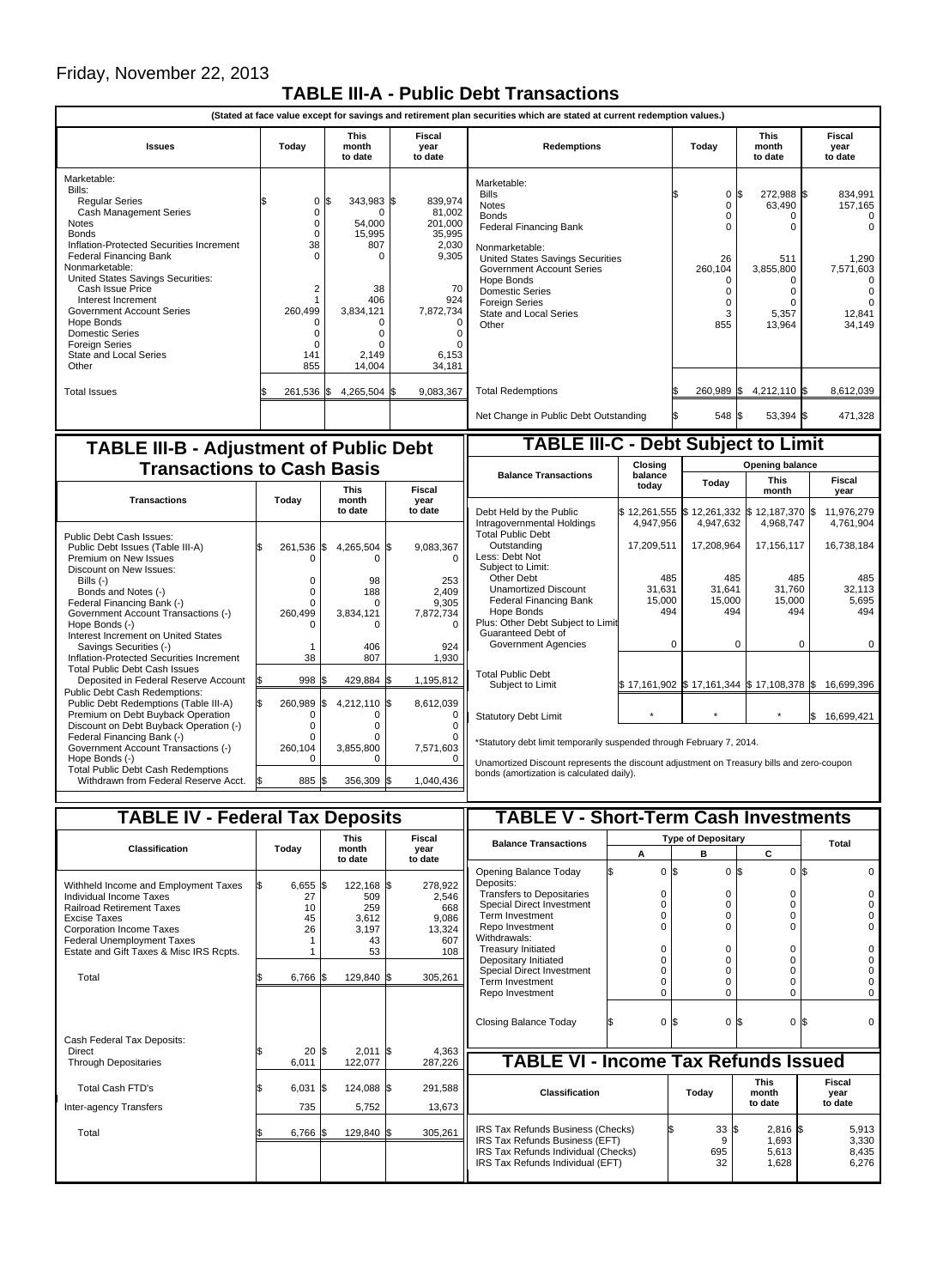Friday, November 22, 2013

# TABLE III-A - Public Debt Transactions

(Stated at face value except for savings and retirement plan securities which are stated at current redemption values.)

| Issues | Today | This month to date | Fiscal year to date |
|---|---|---|---|
| Marketable: | | | |
| Bills: | | | |
| Regular Series | $ 0 | $ 343,983 | $ 839,974 |
| Cash Management Series | 0 | 0 | 81,002 |
| Notes | 0 | 54,000 | 201,000 |
| Bonds | 0 | 15,995 | 35,995 |
| Inflation-Protected Securities Increment | 38 | 807 | 2,030 |
| Federal Financing Bank | 0 | 0 | 9,305 |
| Nonmarketable: | | | |
| United States Savings Securities: | | | |
| Cash Issue Price | 2 | 38 | 70 |
| Interest Increment | 1 | 406 | 924 |
| Government Account Series | 260,499 | 3,834,121 | 7,872,734 |
| Hope Bonds | 0 | 0 | 0 |
| Domestic Series | 0 | 0 | 0 |
| Foreign Series | 0 | 0 | 0 |
| State and Local Series | 141 | 2,149 | 6,153 |
| Other | 855 | 14,004 | 34,181 |
| Total Issues | $ 261,536 | $ 4,265,504 | $ 9,083,367 |

| Redemptions | Today | This month to date | Fiscal year to date |
|---|---|---|---|
| Marketable: | | | |
| Bills | $ 0 | $ 272,988 | $ 834,991 |
| Notes | 0 | 63,490 | 157,165 |
| Bonds | 0 | 0 | 0 |
| Federal Financing Bank | 0 | 0 | 0 |
| Nonmarketable: | | | |
| United States Savings Securities | 26 | 511 | 1,290 |
| Government Account Series | 260,104 | 3,855,800 | 7,571,603 |
| Hope Bonds | 0 | 0 | 0 |
| Domestic Series | 0 | 0 | 0 |
| Foreign Series | 0 | 0 | 0 |
| State and Local Series | 3 | 5,357 | 12,841 |
| Other | 855 | 13,964 | 34,149 |
| Total Redemptions | $ 260,989 | $ 4,212,110 | $ 8,612,039 |
| Net Change in Public Debt Outstanding | $ 548 | $ 53,394 | $ 471,328 |

# TABLE III-B - Adjustment of Public Debt Transactions to Cash Basis

| Transactions | Today | This month to date | Fiscal year to date |
|---|---|---|---|
| Public Debt Cash Issues: | | | |
| Public Debt Issues (Table III-A) | $ 261,536 | $ 4,265,504 | $ 9,083,367 |
| Premium on New Issues | 0 | 0 | 0 |
| Discount on New Issues: | | | |
| Bills (-) | 0 | 98 | 253 |
| Bonds and Notes (-) | 0 | 188 | 2,409 |
| Federal Financing Bank (-) | 0 | 0 | 9,305 |
| Government Account Transactions (-) | 260,499 | 3,834,121 | 7,872,734 |
| Hope Bonds (-) | 0 | 0 | 0 |
| Interest Increment on United States Savings Securities (-) | 1 | 406 | 924 |
| Inflation-Protected Securities Increment | 38 | 807 | 1,930 |
| Total Public Debt Cash Issues Deposited in Federal Reserve Account | $ 998 | $ 429,884 | $ 1,195,812 |
| Public Debt Cash Redemptions: | | | |
| Public Debt Redemptions (Table III-A) | $ 260,989 | $ 4,212,110 | $ 8,612,039 |
| Premium on Debt Buyback Operation | 0 | 0 | 0 |
| Discount on Debt Buyback Operation (-) | 0 | 0 | 0 |
| Federal Financing Bank (-) | 0 | 0 | 0 |
| Government Account Transactions (-) | 260,104 | 3,855,800 | 7,571,603 |
| Hope Bonds (-) | 0 | 0 | 0 |
| Total Public Debt Cash Redemptions Withdrawn from Federal Reserve Acct. | $ 885 | $ 356,309 | $ 1,040,436 |

# TABLE III-C - Debt Subject to Limit

| Balance Transactions | Closing balance today | Opening balance Today | Opening balance This month | Opening balance Fiscal year |
|---|---|---|---|---|
| Debt Held by the Public | $ 12,261,555 | $ 12,261,332 | $ 12,187,370 | $ 11,976,279 |
| Intragovernmental Holdings | 4,947,956 | 4,947,632 | 4,968,747 | 4,761,904 |
| Total Public Debt Outstanding | 17,209,511 | 17,208,964 | 17,156,117 | 16,738,184 |
| Less: Debt Not Subject to Limit: | | | | |
| Other Debt | 485 | 485 | 485 | 485 |
| Unamortized Discount | 31,631 | 31,641 | 31,760 | 32,113 |
| Federal Financing Bank | 15,000 | 15,000 | 15,000 | 5,695 |
| Hope Bonds | 494 | 494 | 494 | 494 |
| Plus: Other Debt Subject to Limit | | | | |
| Guaranteed Debt of Government Agencies | 0 | 0 | 0 | 0 |
| Total Public Debt Subject to Limit | $ 17,161,902 | $ 17,161,344 | $ 17,108,378 | $ 16,699,396 |
| Statutory Debt Limit | * | * | * | $ 16,699,421 |

*Statutory debt limit temporarily suspended through February 7, 2014.

Unamortized Discount represents the discount adjustment on Treasury bills and zero-coupon bonds (amortization is calculated daily).

# TABLE IV - Federal Tax Deposits

| Classification | Today | This month to date | Fiscal year to date |
|---|---|---|---|
| Withheld Income and Employment Taxes | $ 6,655 | $ 122,168 | $ 278,922 |
| Individual Income Taxes | 27 | 509 | 2,546 |
| Railroad Retirement Taxes | 10 | 259 | 668 |
| Excise Taxes | 45 | 3,612 | 9,086 |
| Corporation Income Taxes | 26 | 3,197 | 13,324 |
| Federal Unemployment Taxes | 1 | 43 | 607 |
| Estate and Gift Taxes & Misc IRS Rcpts. | 1 | 53 | 108 |
| Total | $ 6,766 | $ 129,840 | $ 305,261 |
| Cash Federal Tax Deposits: | | | |
| Direct | $ 20 | $ 2,011 | $ 4,363 |
| Through Depositaries | 6,011 | 122,077 | 287,226 |
| Total Cash FTD's | $ 6,031 | $ 124,088 | $ 291,588 |
| Inter-agency Transfers | 735 | 5,752 | 13,673 |
| Total | $ 6,766 | $ 129,840 | $ 305,261 |

# TABLE V - Short-Term Cash Investments

| Balance Transactions | Type of Depositary A | Type of Depositary B | Type of Depositary C | Total |
|---|---|---|---|---|
| Opening Balance Today | $ 0 | $ 0 | $ 0 | $ 0 |
| Deposits: | | | | |
| Transfers to Depositaries | 0 | 0 | 0 | 0 |
| Special Direct Investment | 0 | 0 | 0 | 0 |
| Term Investment | 0 | 0 | 0 | 0 |
| Repo Investment | 0 | 0 | 0 | 0 |
| Withdrawals: | | | | |
| Treasury Initiated | 0 | 0 | 0 | 0 |
| Depositary Initiated | 0 | 0 | 0 | 0 |
| Special Direct Investment | 0 | 0 | 0 | 0 |
| Term Investment | 0 | 0 | 0 | 0 |
| Repo Investment | 0 | 0 | 0 | 0 |
| Closing Balance Today | $ 0 | $ 0 | $ 0 | $ 0 |

# TABLE VI - Income Tax Refunds Issued

| Classification | Today | This month to date | Fiscal year to date |
|---|---|---|---|
| IRS Tax Refunds Business (Checks) | $ 33 | $ 2,816 | $ 5,913 |
| IRS Tax Refunds Business (EFT) | 9 | 1,693 | 3,330 |
| IRS Tax Refunds Individual (Checks) | 695 | 5,613 | 8,435 |
| IRS Tax Refunds Individual (EFT) | 32 | 1,628 | 6,276 |